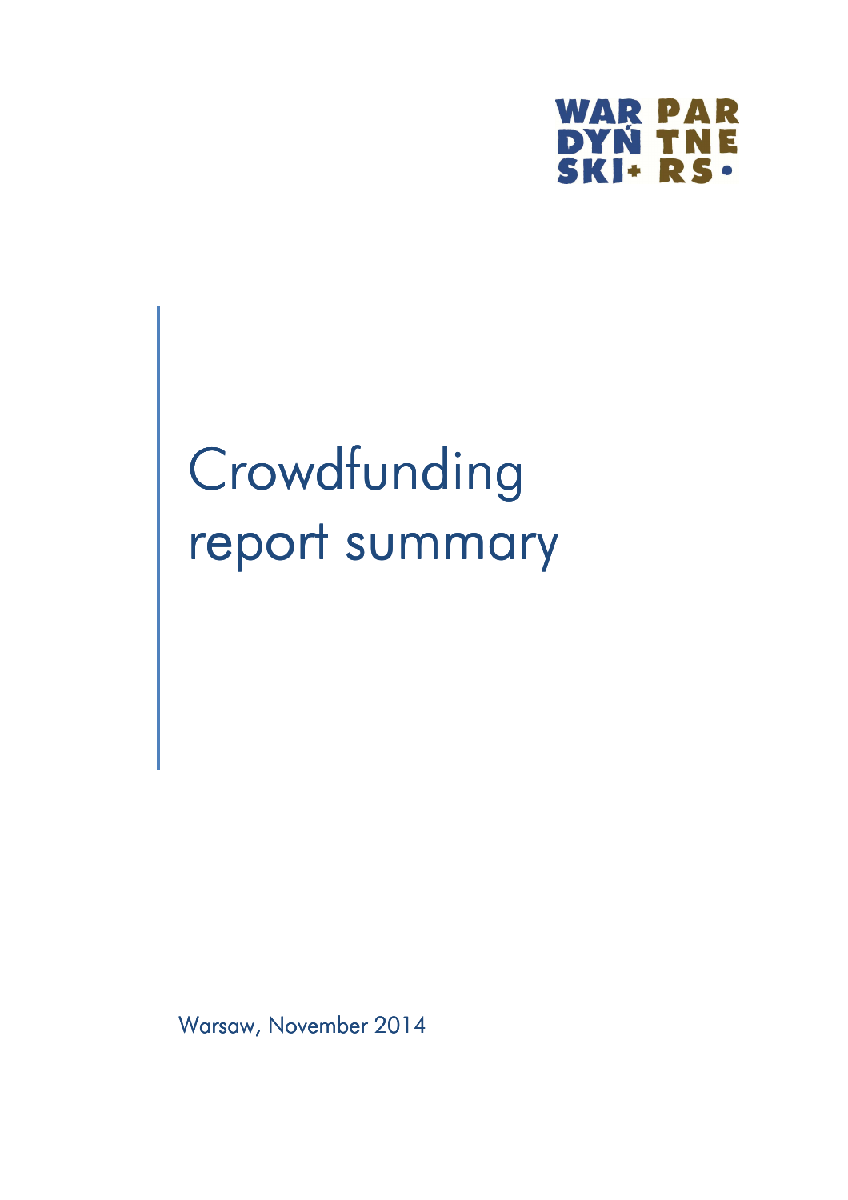WAR DYŃ SKI+ PAR TNE RS•

# Crowdfunding report summary

Warsaw, November 2014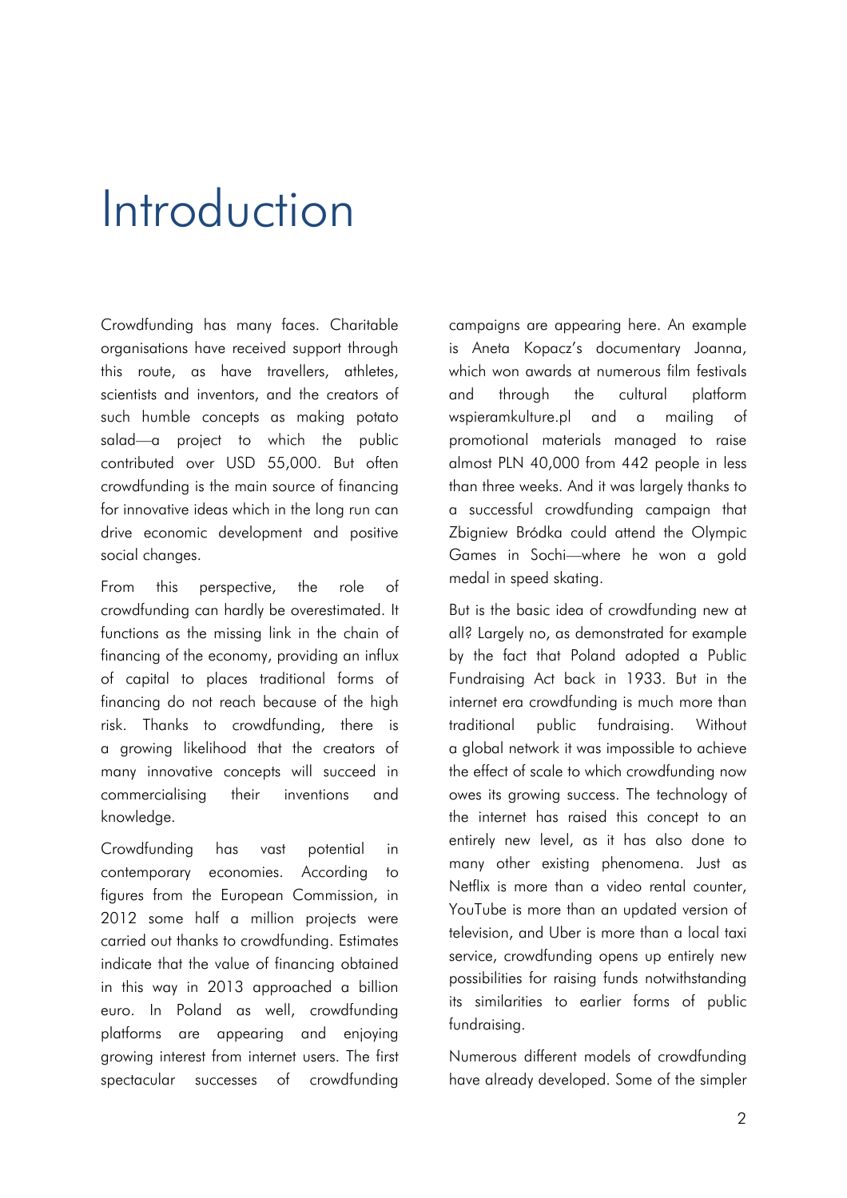# Introduction

Crowdfunding has many faces. Charitable organisations have received support through this route, as have travellers, athletes, scientists and inventors, and the creators of such humble concepts as making potato salad—a project to which the public contributed over USD 55,000. But often crowdfunding is the main source of financing for innovative ideas which in the long run can drive economic development and positive social changes.

From this perspective, the role of crowdfunding can hardly be overestimated. It functions as the missing link in the chain of financing of the economy, providing an influx of capital to places traditional forms of financing do not reach because of the high risk. Thanks to crowdfunding, there is a growing likelihood that the creators of many innovative concepts will succeed in commercialising their inventions and knowledge.

Crowdfunding has vast potential in contemporary economies. According to figures from the European Commission, in 2012 some half a million projects were carried out thanks to crowdfunding. Estimates indicate that the value of financing obtained in this way in 2013 approached a billion euro. In Poland as well, crowdfunding platforms are appearing and enjoying growing interest from internet users. The first spectacular successes of crowdfunding campaigns are appearing here. An example is Aneta Kopacz's documentary Joanna, which won awards at numerous film festivals and through the cultural platform wspieramkulture.pl and a mailing of promotional materials managed to raise almost PLN 40,000 from 442 people in less than three weeks. And it was largely thanks to a successful crowdfunding campaign that Zbigniew Bródka could attend the Olympic Games in Sochi—where he won a gold medal in speed skating.

But is the basic idea of crowdfunding new at all? Largely no, as demonstrated for example by the fact that Poland adopted a Public Fundraising Act back in 1933. But in the internet era crowdfunding is much more than traditional public fundraising. Without a global network it was impossible to achieve the effect of scale to which crowdfunding now owes its growing success. The technology of the internet has raised this concept to an entirely new level, as it has also done to many other existing phenomena. Just as Netflix is more than a video rental counter, YouTube is more than an updated version of television, and Uber is more than a local taxi service, crowdfunding opens up entirely new possibilities for raising funds notwithstanding its similarities to earlier forms of public fundraising.

Numerous different models of crowdfunding have already developed. Some of the simpler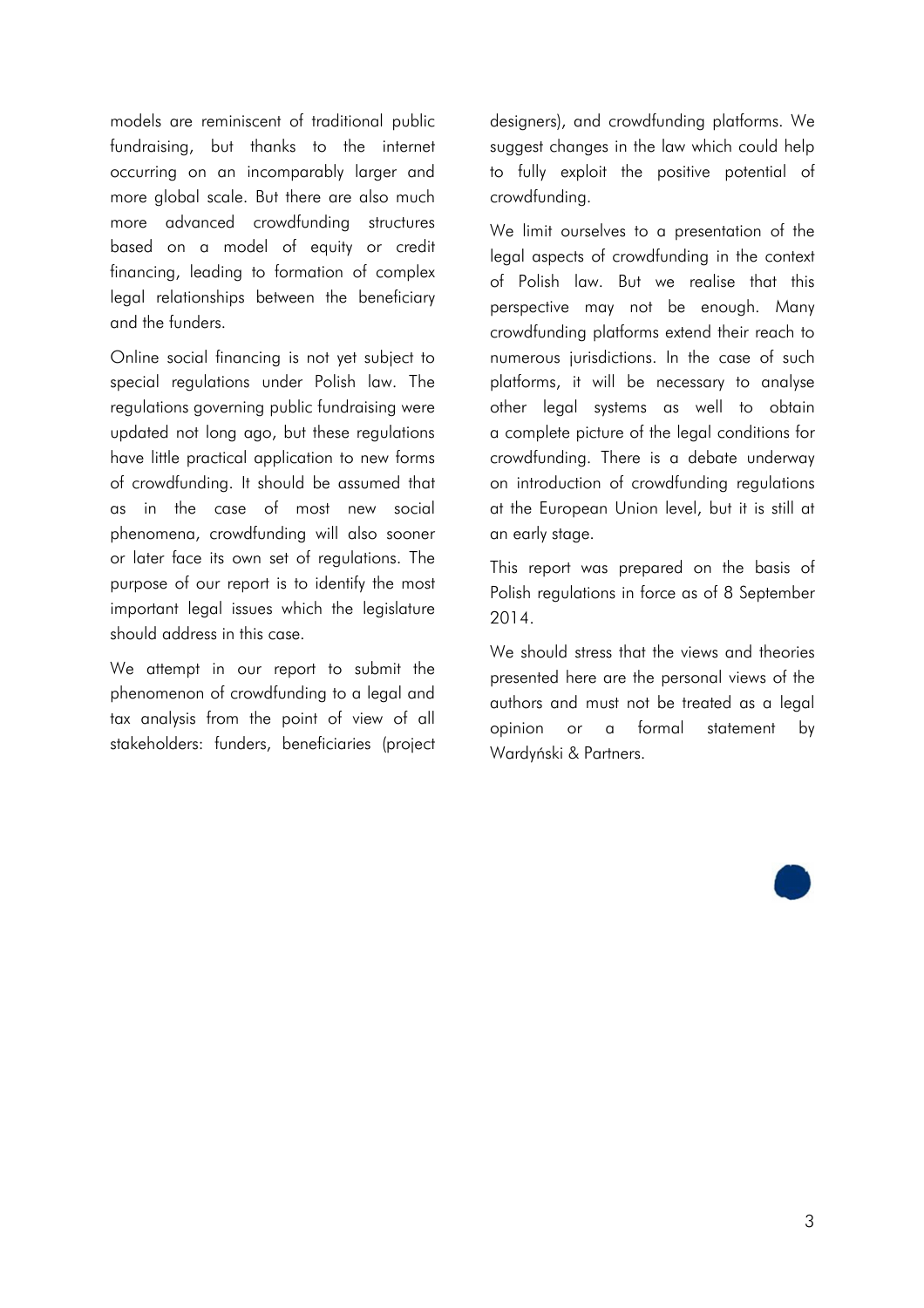models are reminiscent of traditional public fundraising, but thanks to the internet occurring on an incomparably larger and more global scale. But there are also much more advanced crowdfunding structures based on a model of equity or credit financing, leading to formation of complex legal relationships between the beneficiary and the funders.

Online social financing is not yet subject to special regulations under Polish law. The regulations governing public fundraising were updated not long ago, but these regulations have little practical application to new forms of crowdfunding. It should be assumed that as in the case of most new social phenomena, crowdfunding will also sooner or later face its own set of regulations. The purpose of our report is to identify the most important legal issues which the legislature should address in this case.

We attempt in our report to submit the phenomenon of crowdfunding to a legal and tax analysis from the point of view of all stakeholders: funders, beneficiaries (project designers), and crowdfunding platforms. We suggest changes in the law which could help to fully exploit the positive potential of crowdfunding.

We limit ourselves to a presentation of the legal aspects of crowdfunding in the context of Polish law. But we realise that this perspective may not be enough. Many crowdfunding platforms extend their reach to numerous jurisdictions. In the case of such platforms, it will be necessary to analyse other legal systems as well to obtain a complete picture of the legal conditions for crowdfunding. There is a debate underway on introduction of crowdfunding regulations at the European Union level, but it is still at an early stage.

This report was prepared on the basis of Polish regulations in force as of 8 September 2014.

We should stress that the views and theories presented here are the personal views of the authors and must not be treated as a legal opinion or a formal statement by Wardyński & Partners.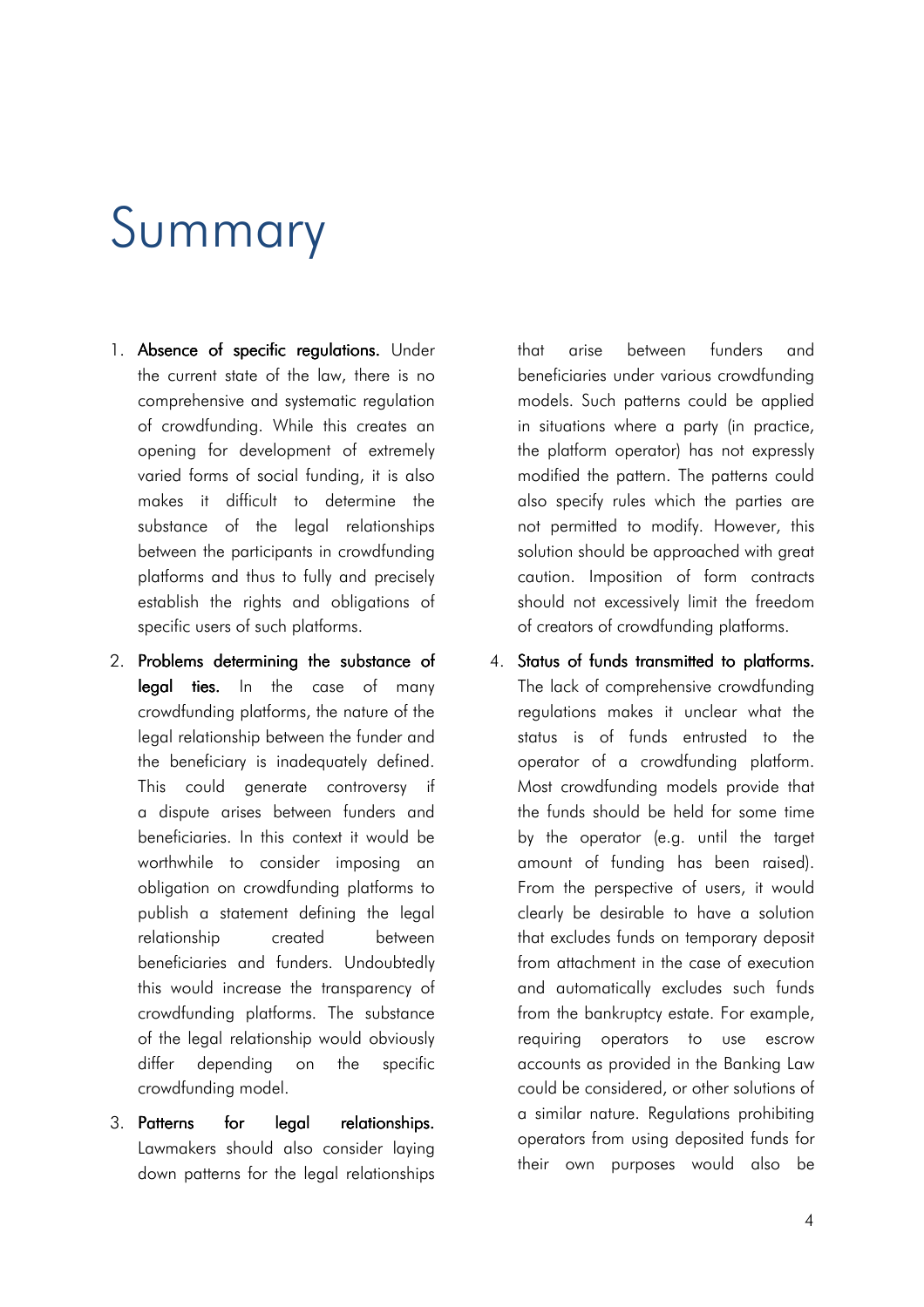# Summary

1. **Absence of specific regulations.** Under the current state of the law, there is no comprehensive and systematic regulation of crowdfunding. While this creates an opening for development of extremely varied forms of social funding, it is also makes it difficult to determine the substance of the legal relationships between the participants in crowdfunding platforms and thus to fully and precisely establish the rights and obligations of specific users of such platforms.

2. **Problems determining the substance of legal ties.** In the case of many crowdfunding platforms, the nature of the legal relationship between the funder and the beneficiary is inadequately defined. This could generate controversy if a dispute arises between funders and beneficiaries. In this context it would be worthwhile to consider imposing an obligation on crowdfunding platforms to publish a statement defining the legal relationship created between beneficiaries and funders. Undoubtedly this would increase the transparency of crowdfunding platforms. The substance of the legal relationship would obviously differ depending on the specific crowdfunding model.

3. **Patterns for legal relationships.** Lawmakers should also consider laying down patterns for the legal relationships that arise between funders and beneficiaries under various crowdfunding models. Such patterns could be applied in situations where a party (in practice, the platform operator) has not expressly modified the pattern. The patterns could also specify rules which the parties are not permitted to modify. However, this solution should be approached with great caution. Imposition of form contracts should not excessively limit the freedom of creators of crowdfunding platforms.

4. **Status of funds transmitted to platforms.** The lack of comprehensive crowdfunding regulations makes it unclear what the status is of funds entrusted to the operator of a crowdfunding platform. Most crowdfunding models provide that the funds should be held for some time by the operator (e.g. until the target amount of funding has been raised). From the perspective of users, it would clearly be desirable to have a solution that excludes funds on temporary deposit from attachment in the case of execution and automatically excludes such funds from the bankruptcy estate. For example, requiring operators to use escrow accounts as provided in the Banking Law could be considered, or other solutions of a similar nature. Regulations prohibiting operators from using deposited funds for their own purposes would also be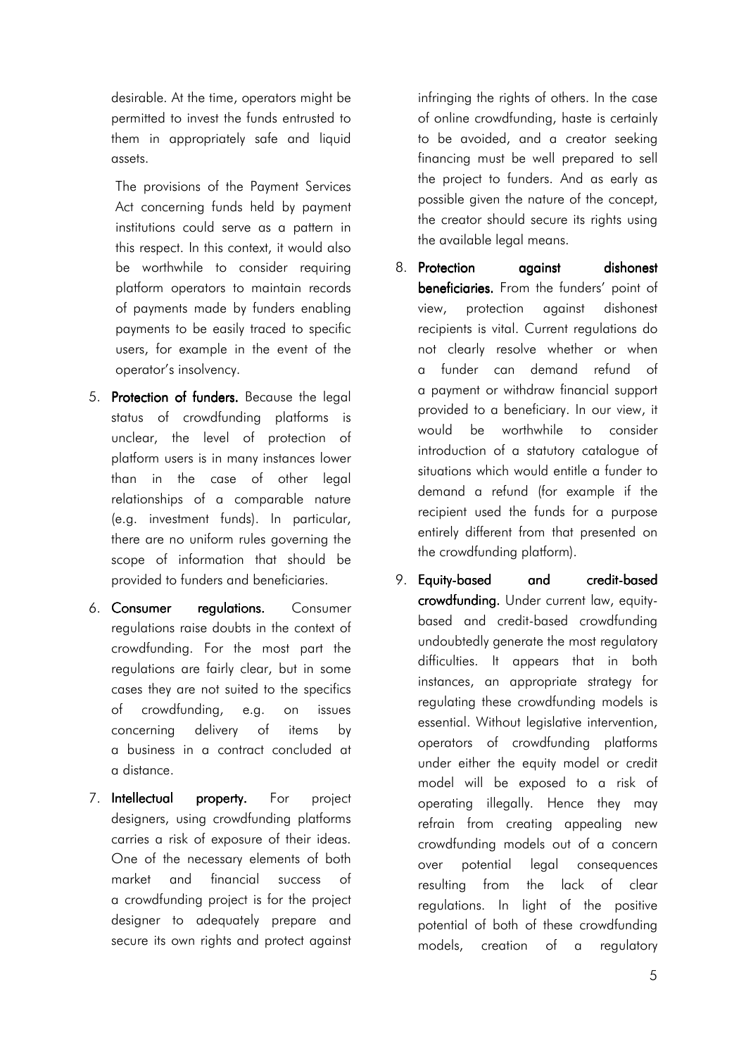desirable. At the time, operators might be permitted to invest the funds entrusted to them in appropriately safe and liquid assets.

The provisions of the Payment Services Act concerning funds held by payment institutions could serve as a pattern in this respect. In this context, it would also be worthwhile to consider requiring platform operators to maintain records of payments made by funders enabling payments to be easily traced to specific users, for example in the event of the operator's insolvency.

5. **Protection of funders.** Because the legal status of crowdfunding platforms is unclear, the level of protection of platform users is in many instances lower than in the case of other legal relationships of a comparable nature (e.g. investment funds). In particular, there are no uniform rules governing the scope of information that should be provided to funders and beneficiaries.
6. **Consumer regulations.** Consumer regulations raise doubts in the context of crowdfunding. For the most part the regulations are fairly clear, but in some cases they are not suited to the specifics of crowdfunding, e.g. on issues concerning delivery of items by a business in a contract concluded at a distance.
7. **Intellectual property.** For project designers, using crowdfunding platforms carries a risk of exposure of their ideas. One of the necessary elements of both market and financial success of a crowdfunding project is for the project designer to adequately prepare and secure its own rights and protect against infringing the rights of others. In the case of online crowdfunding, haste is certainly to be avoided, and a creator seeking financing must be well prepared to sell the project to funders. And as early as possible given the nature of the concept, the creator should secure its rights using the available legal means.
8. **Protection against dishonest beneficiaries.** From the funders' point of view, protection against dishonest recipients is vital. Current regulations do not clearly resolve whether or when a funder can demand refund of a payment or withdraw financial support provided to a beneficiary. In our view, it would be worthwhile to consider introduction of a statutory catalogue of situations which would entitle a funder to demand a refund (for example if the recipient used the funds for a purpose entirely different from that presented on the crowdfunding platform).
9. **Equity-based and credit-based crowdfunding.** Under current law, equity-based and credit-based crowdfunding undoubtedly generate the most regulatory difficulties. It appears that in both instances, an appropriate strategy for regulating these crowdfunding models is essential. Without legislative intervention, operators of crowdfunding platforms under either the equity model or credit model will be exposed to a risk of operating illegally. Hence they may refrain from creating appealing new crowdfunding models out of a concern over potential legal consequences resulting from the lack of clear regulations. In light of the positive potential of both of these crowdfunding models, creation of a regulatory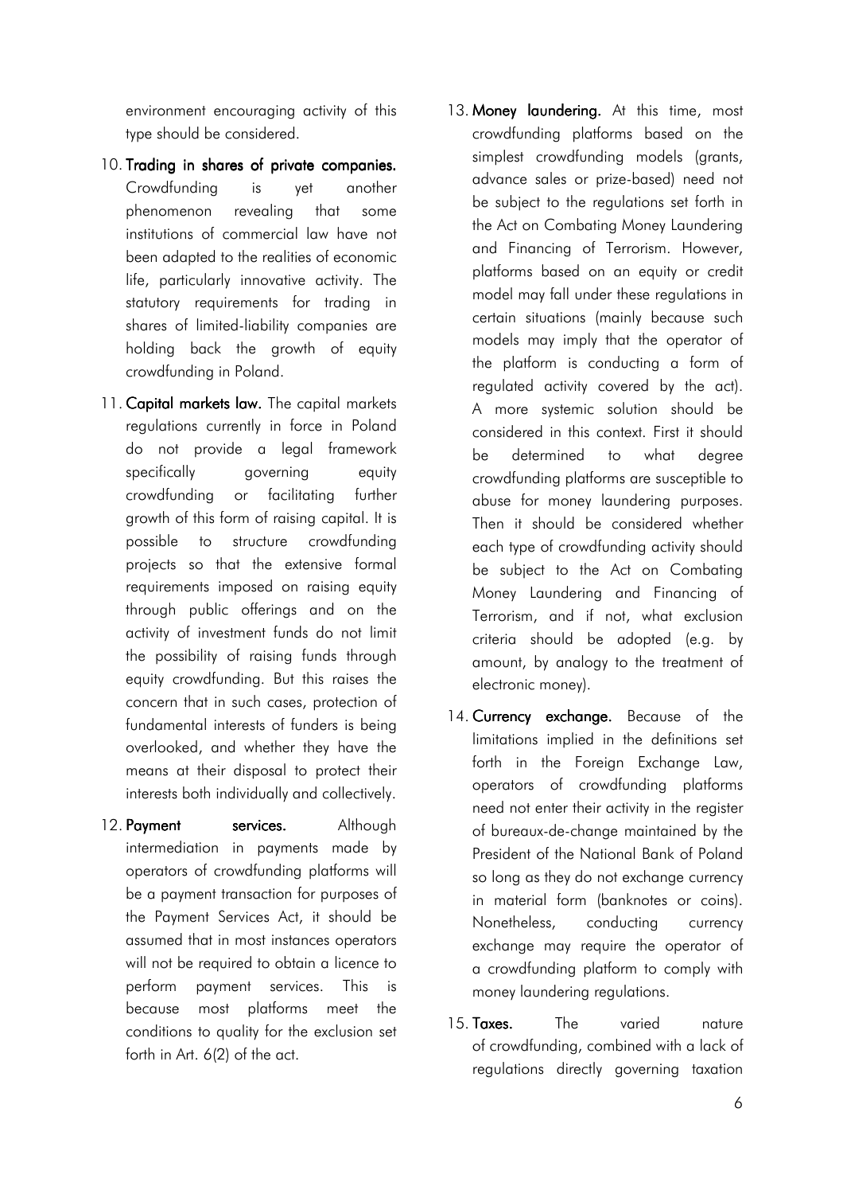environment encouraging activity of this type should be considered.

10. **Trading in shares of private companies.** Crowdfunding is yet another phenomenon revealing that some institutions of commercial law have not been adapted to the realities of economic life, particularly innovative activity. The statutory requirements for trading in shares of limited-liability companies are holding back the growth of equity crowdfunding in Poland.

11. **Capital markets law.** The capital markets regulations currently in force in Poland do not provide a legal framework specifically governing equity crowdfunding or facilitating further growth of this form of raising capital. It is possible to structure crowdfunding projects so that the extensive formal requirements imposed on raising equity through public offerings and on the activity of investment funds do not limit the possibility of raising funds through equity crowdfunding. But this raises the concern that in such cases, protection of fundamental interests of funders is being overlooked, and whether they have the means at their disposal to protect their interests both individually and collectively.

12. **Payment services.** Although intermediation in payments made by operators of crowdfunding platforms will be a payment transaction for purposes of the Payment Services Act, it should be assumed that in most instances operators will not be required to obtain a licence to perform payment services. This is because most platforms meet the conditions to quality for the exclusion set forth in Art. 6(2) of the act.

13. **Money laundering.** At this time, most crowdfunding platforms based on the simplest crowdfunding models (grants, advance sales or prize-based) need not be subject to the regulations set forth in the Act on Combating Money Laundering and Financing of Terrorism. However, platforms based on an equity or credit model may fall under these regulations in certain situations (mainly because such models may imply that the operator of the platform is conducting a form of regulated activity covered by the act). A more systemic solution should be considered in this context. First it should be determined to what degree crowdfunding platforms are susceptible to abuse for money laundering purposes. Then it should be considered whether each type of crowdfunding activity should be subject to the Act on Combating Money Laundering and Financing of Terrorism, and if not, what exclusion criteria should be adopted (e.g. by amount, by analogy to the treatment of electronic money).

14. **Currency exchange.** Because of the limitations implied in the definitions set forth in the Foreign Exchange Law, operators of crowdfunding platforms need not enter their activity in the register of bureaux-de-change maintained by the President of the National Bank of Poland so long as they do not exchange currency in material form (banknotes or coins). Nonetheless, conducting currency exchange may require the operator of a crowdfunding platform to comply with money laundering regulations.

15. **Taxes.** The varied nature of crowdfunding, combined with a lack of regulations directly governing taxation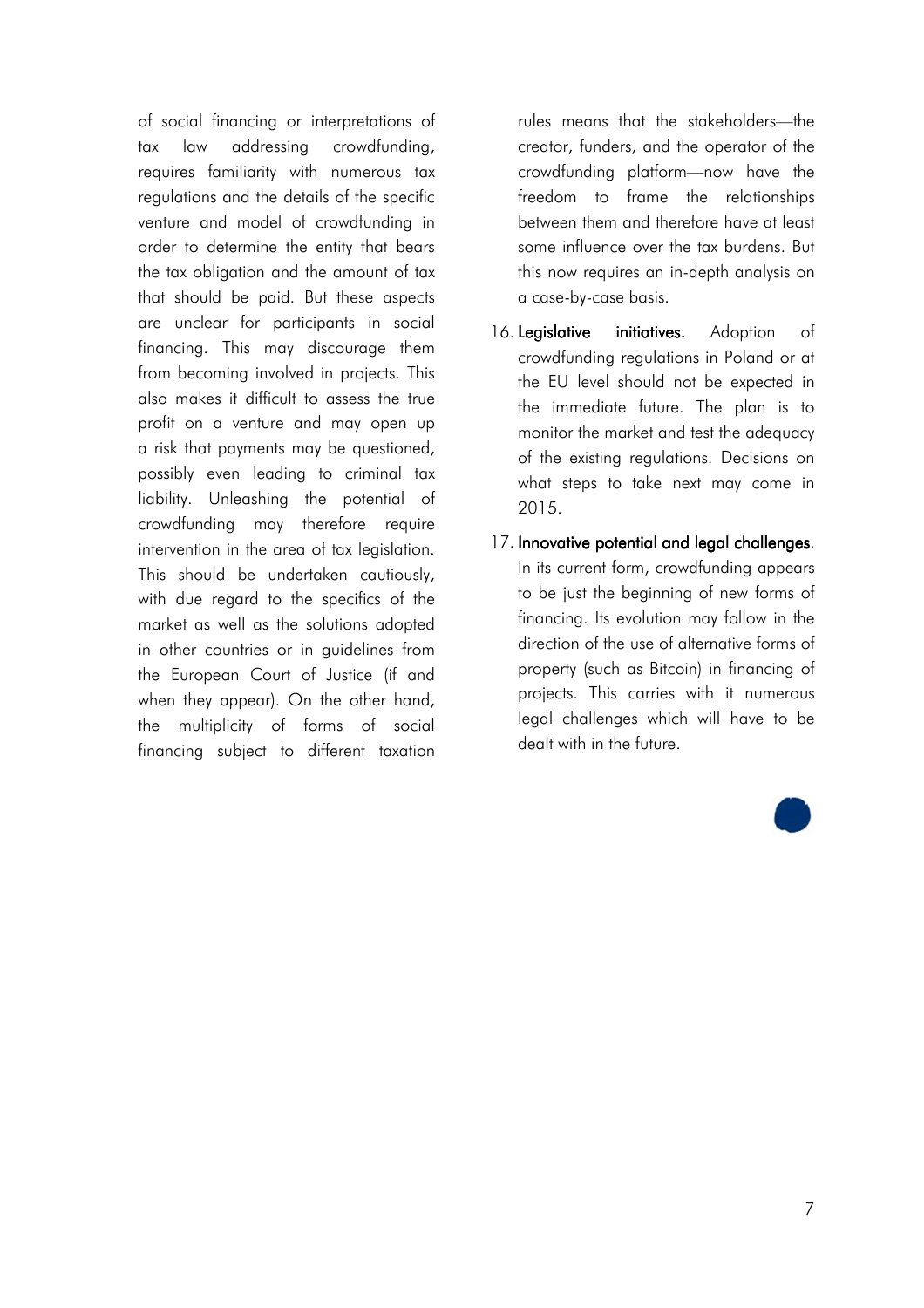of social financing or interpretations of tax law addressing crowdfunding, requires familiarity with numerous tax regulations and the details of the specific venture and model of crowdfunding in order to determine the entity that bears the tax obligation and the amount of tax that should be paid. But these aspects are unclear for participants in social financing. This may discourage them from becoming involved in projects. This also makes it difficult to assess the true profit on a venture and may open up a risk that payments may be questioned, possibly even leading to criminal tax liability. Unleashing the potential of crowdfunding may therefore require intervention in the area of tax legislation. This should be undertaken cautiously, with due regard to the specifics of the market as well as the solutions adopted in other countries or in guidelines from the European Court of Justice (if and when they appear). On the other hand, the multiplicity of forms of social financing subject to different taxation rules means that the stakeholders—the creator, funders, and the operator of the crowdfunding platform—now have the freedom to frame the relationships between them and therefore have at least some influence over the tax burdens. But this now requires an in-depth analysis on a case-by-case basis.

16. **Legislative initiatives.** Adoption of crowdfunding regulations in Poland or at the EU level should not be expected in the immediate future. The plan is to monitor the market and test the adequacy of the existing regulations. Decisions on what steps to take next may come in 2015.

17. **Innovative potential and legal challenges**. In its current form, crowdfunding appears to be just the beginning of new forms of financing. Its evolution may follow in the direction of the use of alternative forms of property (such as Bitcoin) in financing of projects. This carries with it numerous legal challenges which will have to be dealt with in the future.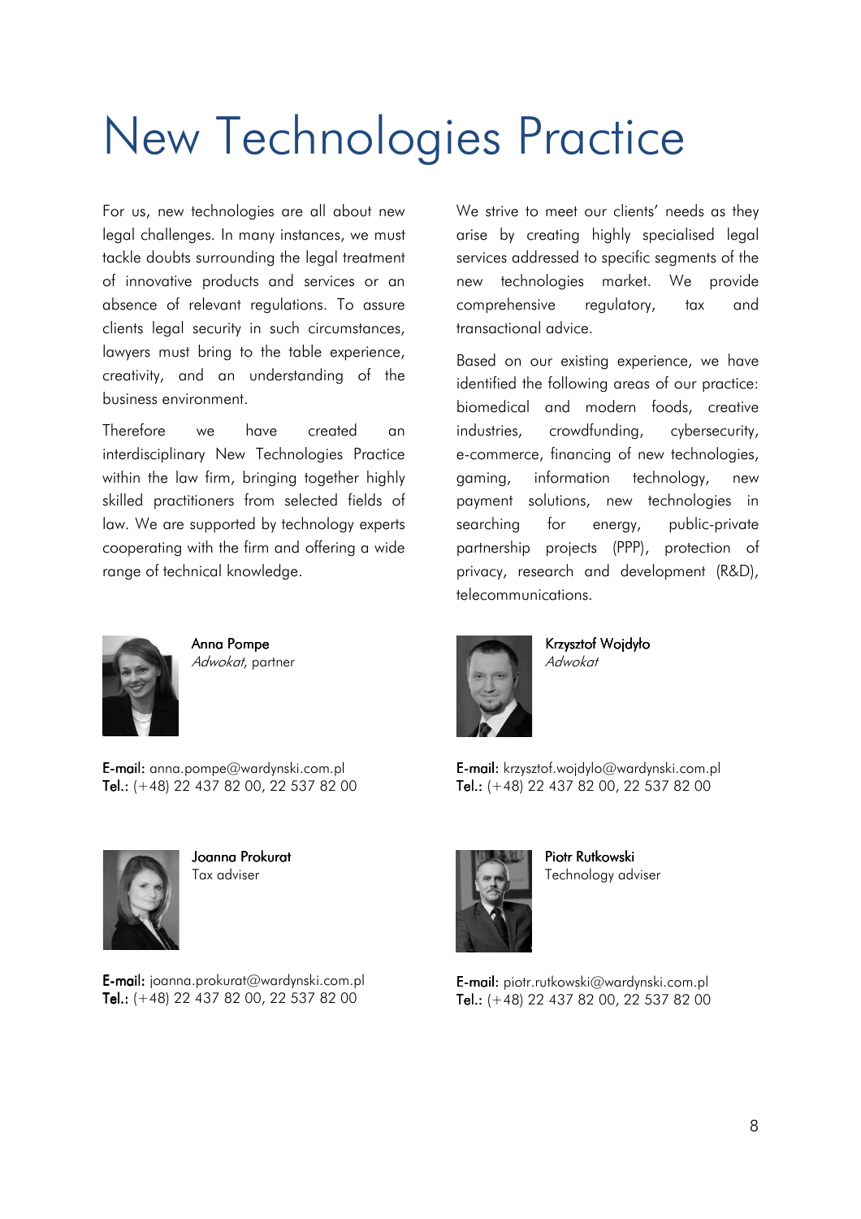# New Technologies Practice

For us, new technologies are all about new legal challenges. In many instances, we must tackle doubts surrounding the legal treatment of innovative products and services or an absence of relevant regulations. To assure clients legal security in such circumstances, lawyers must bring to the table experience, creativity, and an understanding of the business environment.

Therefore we have created an interdisciplinary New Technologies Practice within the law firm, bringing together highly skilled practitioners from selected fields of law. We are supported by technology experts cooperating with the firm and offering a wide range of technical knowledge.

We strive to meet our clients' needs as they arise by creating highly specialised legal services addressed to specific segments of the new technologies market. We provide comprehensive regulatory, tax and transactional advice.

Based on our existing experience, we have identified the following areas of our practice: biomedical and modern foods, creative industries, crowdfunding, cybersecurity, e-commerce, financing of new technologies, gaming, information technology, new payment solutions, new technologies in searching for energy, public-private partnership projects (PPP), protection of privacy, research and development (R&D), telecommunications.

Anna Pompe
*Adwokat*, partner

**E-mail:** anna.pompe@wardynski.com.pl
**Tel.:** (+48) 22 437 82 00, 22 537 82 00

Krzysztof Wojdyło
*Adwokat*

**E-mail:** krzysztof.wojdylo@wardynski.com.pl
**Tel.:** (+48) 22 437 82 00, 22 537 82 00

Joanna Prokurat
Tax adviser

**E-mail:** joanna.prokurat@wardynski.com.pl
**Tel.:** (+48) 22 437 82 00, 22 537 82 00

Piotr Rutkowski
Technology adviser

**E-mail:** piotr.rutkowski@wardynski.com.pl
**Tel.:** (+48) 22 437 82 00, 22 537 82 00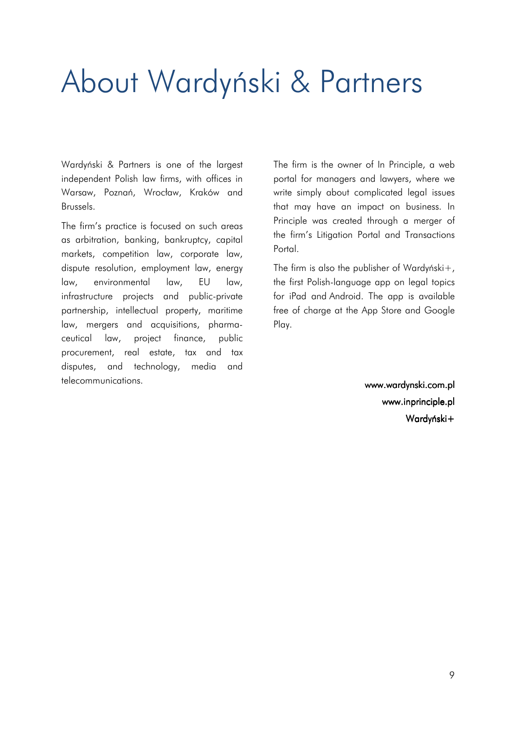# About Wardyński & Partners

Wardyński & Partners is one of the largest independent Polish law firms, with offices in Warsaw, Poznań, Wrocław, Kraków and Brussels.

The firm's practice is focused on such areas as arbitration, banking, bankruptcy, capital markets, competition law, corporate law, dispute resolution, employment law, energy law, environmental law, EU law, infrastructure projects and public-private partnership, intellectual property, maritime law, mergers and acquisitions, pharmaceutical law, project finance, public procurement, real estate, tax and tax disputes, and technology, media and telecommunications.

The firm is the owner of In Principle, a web portal for managers and lawyers, where we write simply about complicated legal issues that may have an impact on business. In Principle was created through a merger of the firm's Litigation Portal and Transactions Portal.

The firm is also the publisher of Wardyński+, the first Polish-language app on legal topics for iPad and Android. The app is available free of charge at the App Store and Google Play.

www.wardynski.com.pl
www.inprinciple.pl
Wardyński+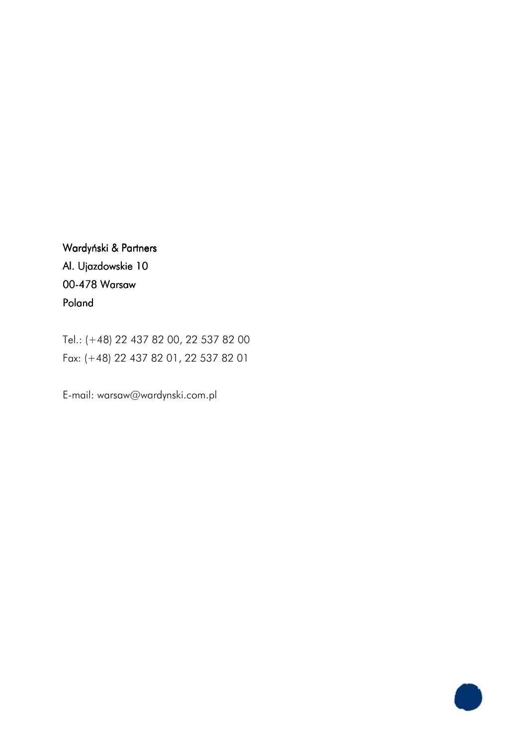Wardyński & Partners
Al. Ujazdowskie 10
00-478 Warsaw
Poland

Tel.: (+48) 22 437 82 00, 22 537 82 00
Fax: (+48) 22 437 82 01, 22 537 82 01

E-mail: warsaw@wardynski.com.pl